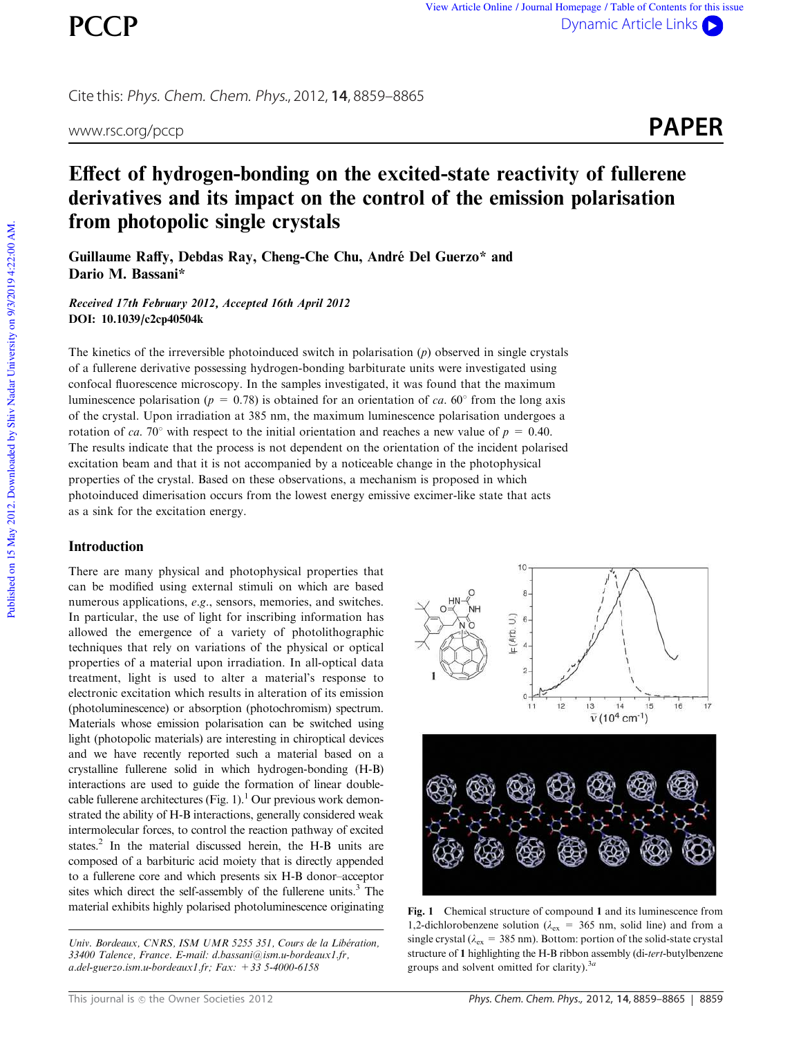# Effect of hydrogen-bonding on the excited-state reactivity of fullerene derivatives and its impact on the control of the emission polarisation from photopolic single crystals

**Guillaume Raffy, Debdas Ray, Cheng-Che Chu, André Del Guerzo\* and Dario M. Bassani\***

*Received 17th February 2012, Accepted 16th April 2012*
**DOI: 10.1039/c2cp40504k**

The kinetics of the irreversible photoinduced switch in polarisation ($p$) observed in single crystals of a fullerene derivative possessing hydrogen-bonding barbiturate units were investigated using confocal fluorescence microscopy. In the samples investigated, it was found that the maximum luminescence polarisation ($p$ = 0.78) is obtained for an orientation of *ca.* 60° from the long axis of the crystal. Upon irradiation at 385 nm, the maximum luminescence polarisation undergoes a rotation of *ca.* 70° with respect to the initial orientation and reaches a new value of $p$ = 0.40. The results indicate that the process is not dependent on the orientation of the incident polarised excitation beam and that it is not accompanied by a noticeable change in the photophysical properties of the crystal. Based on these observations, a mechanism is proposed in which photoinduced dimerisation occurs from the lowest energy emissive excimer-like state that acts as a sink for the excitation energy.

## Introduction

There are many physical and photophysical properties that can be modified using external stimuli on which are based numerous applications, *e.g.*, sensors, memories, and switches. In particular, the use of light for inscribing information has allowed the emergence of a variety of photolithographic techniques that rely on variations of the physical or optical properties of a material upon irradiation. In all-optical data treatment, light is used to alter a material's response to electronic excitation which results in alteration of its emission (photoluminescence) or absorption (photochromism) spectrum. Materials whose emission polarisation can be switched using light (photopolic materials) are interesting in chiroptical devices and we have recently reported such a material based on a crystalline fullerene solid in which hydrogen-bonding (H-B) interactions are used to guide the formation of linear double-cable fullerene architectures (Fig. 1).[1] Our previous work demonstrated the ability of H-B interactions, generally considered weak intermolecular forces, to control the reaction pathway of excited states.[2] In the material discussed herein, the H-B units are composed of a barbituric acid moiety that is directly appended to a fullerene core and which presents six H-B donor–acceptor sites which direct the self-assembly of the fullerene units.[3] The material exhibits highly polarised photoluminescence originating

**Fig. 1** Chemical structure of compound **1** and its luminescence from 1,2-dichlorobenzene solution ($\lambda_{ex}$ = 365 nm, solid line) and from a single crystal ($\lambda_{ex}$ = 385 nm). Bottom: portion of the solid-state crystal structure of **1** highlighting the H-B ribbon assembly (di-*tert*-butylbenzene groups and solvent omitted for clarity).[3a]

*Univ. Bordeaux, CNRS, ISM UMR 5255 351, Cours de la Libération, 33400 Talence, France. E-mail: d.bassani@ism.u-bordeaux1.fr, a.del-guerzo.ism.u-bordeaux1.fr; Fax: +33 5-4000-6158*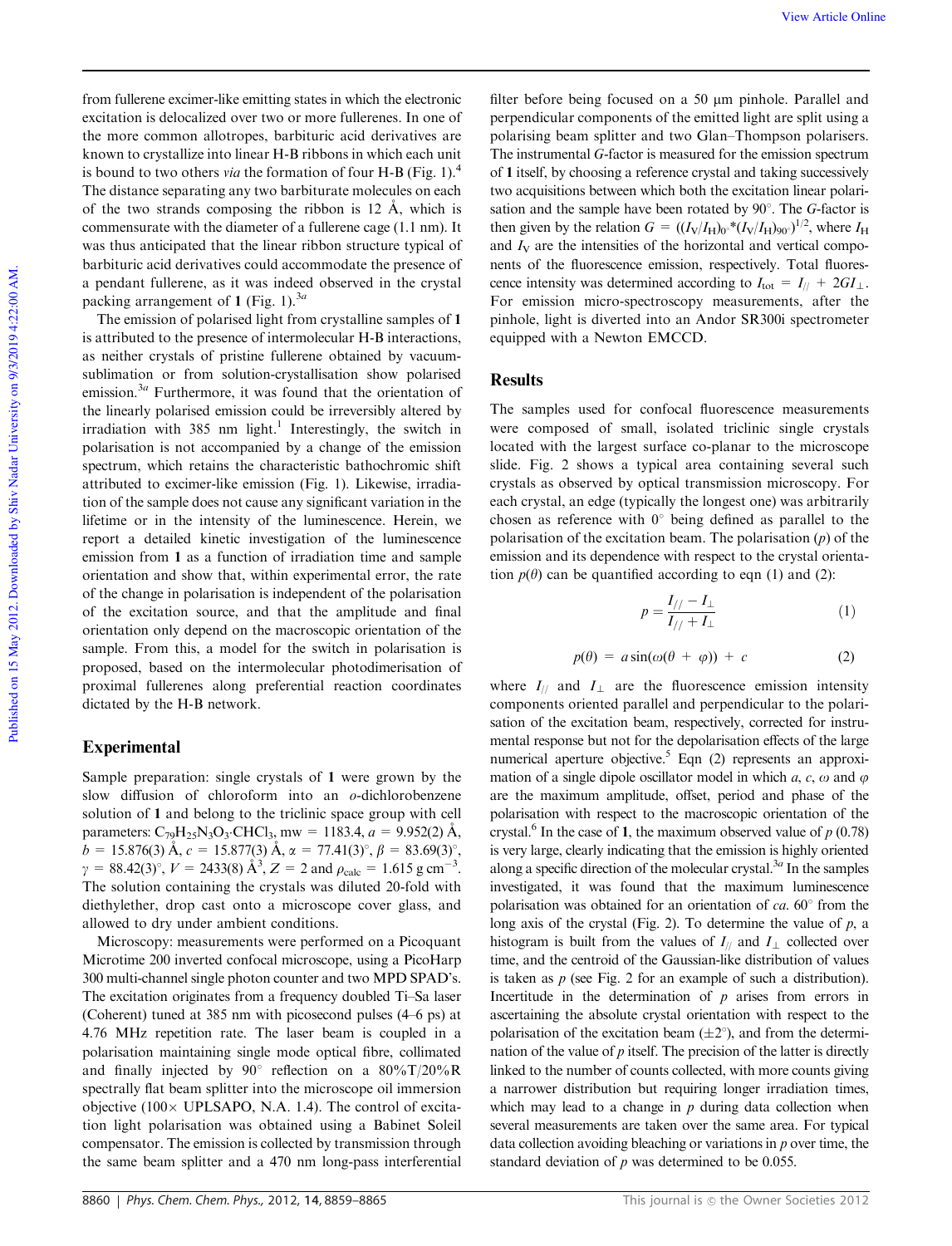from fullerene excimer-like emitting states in which the electronic excitation is delocalized over two or more fullerenes. In one of the more common allotropes, barbituric acid derivatives are known to crystallize into linear H-B ribbons in which each unit is bound to two others *via* the formation of four H-B (Fig. 1).[4] The distance separating any two barbiturate molecules on each of the two strands composing the ribbon is 12 Å, which is commensurate with the diameter of a fullerene cage (1.1 nm). It was thus anticipated that the linear ribbon structure typical of barbituric acid derivatives could accommodate the presence of a pendant fullerene, as it was indeed observed in the crystal packing arrangement of **1** (Fig. 1).[3a]

The emission of polarised light from crystalline samples of **1** is attributed to the presence of intermolecular H-B interactions, as neither crystals of pristine fullerene obtained by vacuum-sublimation or from solution-crystallisation show polarised emission.[3a] Furthermore, it was found that the orientation of the linearly polarised emission could be irreversibly altered by irradiation with 385 nm light.[1] Interestingly, the switch in polarisation is not accompanied by a change of the emission spectrum, which retains the characteristic bathochromic shift attributed to excimer-like emission (Fig. 1). Likewise, irradiation of the sample does not cause any significant variation in the lifetime or in the intensity of the luminescence. Herein, we report a detailed kinetic investigation of the luminescence emission from **1** as a function of irradiation time and sample orientation and show that, within experimental error, the rate of the change in polarisation is independent of the polarisation of the excitation source, and that the amplitude and final orientation only depend on the macroscopic orientation of the sample. From this, a model for the switch in polarisation is proposed, based on the intermolecular photodimerisation of proximal fullerenes along preferential reaction coordinates dictated by the H-B network.

## Experimental

Sample preparation: single crystals of **1** were grown by the slow diffusion of chloroform into an *o*-dichlorobenzene solution of **1** and belong to the triclinic space group with cell parameters: $C_{79}H_{25}N_3O_3{\cdot}CHCl_3$, mw = 1183.4, $a$ = 9.952(2) Å, $b$ = 15.876(3) Å, $c$ = 15.877(3) Å, $\alpha$ = 77.41(3)°, $\beta$ = 83.69(3)°, $\gamma$ = 88.42(3)°, $V$ = 2433(8) Å$^3$, $Z$ = 2 and $\rho_{calc}$ = 1.615 g cm$^{-3}$. The solution containing the crystals was diluted 20-fold with diethylether, drop cast onto a microscope cover glass, and allowed to dry under ambient conditions.

Microscopy: measurements were performed on a Picoquant Microtime 200 inverted confocal microscope, using a PicoHarp 300 multi-channel single photon counter and two MPD SPAD's. The excitation originates from a frequency doubled Ti–Sa laser (Coherent) tuned at 385 nm with picosecond pulses (4–6 ps) at 4.76 MHz repetition rate. The laser beam is coupled in a polarisation maintaining single mode optical fibre, collimated and finally injected by 90° reflection on a 80%T/20%R spectrally flat beam splitter into the microscope oil immersion objective (100× UPLSAPO, N.A. 1.4). The control of excitation light polarisation was obtained using a Babinet Soleil compensator. The emission is collected by transmission through the same beam splitter and a 470 nm long-pass interferential filter before being focused on a 50 μm pinhole. Parallel and perpendicular components of the emitted light are split using a polarising beam splitter and two Glan–Thompson polarisers. The instrumental *G*-factor is measured for the emission spectrum of **1** itself, by choosing a reference crystal and taking successively two acquisitions between which both the excitation linear polarisation and the sample have been rotated by 90°. The *G*-factor is then given by the relation $G = ((I_V/I_H)_{0^\circ} * (I_V/I_H)_{90^\circ})^{1/2}$, where $I_H$ and $I_V$ are the intensities of the horizontal and vertical components of the fluorescence emission, respectively. Total fluorescence intensity was determined according to $I_{tot} = I_{//} + 2GI_{\perp}$. For emission micro-spectroscopy measurements, after the pinhole, light is diverted into an Andor SR300i spectrometer equipped with a Newton EMCCD.

## Results

The samples used for confocal fluorescence measurements were composed of small, isolated triclinic single crystals located with the largest surface co-planar to the microscope slide. Fig. 2 shows a typical area containing several such crystals as observed by optical transmission microscopy. For each crystal, an edge (typically the longest one) was arbitrarily chosen as reference with 0° being defined as parallel to the polarisation of the excitation beam. The polarisation ($p$) of the emission and its dependence with respect to the crystal orientation $p(\theta)$ can be quantified according to eqn (1) and (2):

$$p = \frac{I_{//} - I_{\perp}}{I_{//} + I_{\perp}} \tag{1}$$

$$p(\theta) = a\sin(\omega(\theta + \varphi)) + c \tag{2}$$

where $I_{//}$ and $I_{\perp}$ are the fluorescence emission intensity components oriented parallel and perpendicular to the polarisation of the excitation beam, respectively, corrected for instrumental response but not for the depolarisation effects of the large numerical aperture objective.[5] Eqn (2) represents an approximation of a single dipole oscillator model in which $a$, $c$, $\omega$ and $\varphi$ are the maximum amplitude, offset, period and phase of the polarisation with respect to the macroscopic orientation of the crystal.[6] In the case of **1**, the maximum observed value of $p$ (0.78) is very large, clearly indicating that the emission is highly oriented along a specific direction of the molecular crystal.[3a] In the samples investigated, it was found that the maximum luminescence polarisation was obtained for an orientation of *ca.* 60° from the long axis of the crystal (Fig. 2). To determine the value of $p$, a histogram is built from the values of $I_{//}$ and $I_{\perp}$ collected over time, and the centroid of the Gaussian-like distribution of values is taken as $p$ (see Fig. 2 for an example of such a distribution). Incertitude in the determination of $p$ arises from errors in ascertaining the absolute crystal orientation with respect to the polarisation of the excitation beam (±2°), and from the determination of the value of $p$ itself. The precision of the latter is directly linked to the number of counts collected, with more counts giving a narrower distribution but requiring longer irradiation times, which may lead to a change in $p$ during data collection when several measurements are taken over the same area. For typical data collection avoiding bleaching or variations in $p$ over time, the standard deviation of $p$ was determined to be 0.055.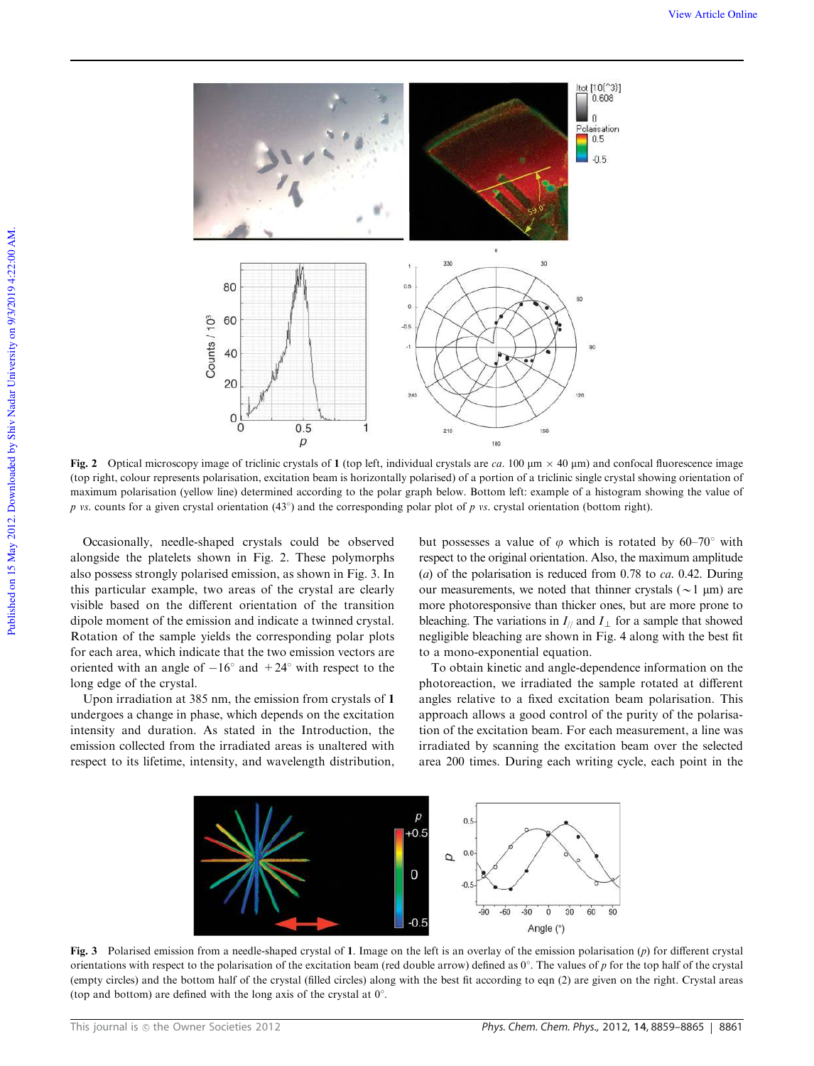**Fig. 2** Optical microscopy image of triclinic crystals of **1** (top left, individual crystals are *ca.* 100 μm × 40 μm) and confocal fluorescence image (top right, colour represents polarisation, excitation beam is horizontally polarised) of a portion of a triclinic single crystal showing orientation of maximum polarisation (yellow line) determined according to the polar graph below. Bottom left: example of a histogram showing the value of $p$ *vs.* counts for a given crystal orientation (43°) and the corresponding polar plot of $p$ *vs.* crystal orientation (bottom right).

Occasionally, needle-shaped crystals could be observed alongside the platelets shown in Fig. 2. These polymorphs also possess strongly polarised emission, as shown in Fig. 3. In this particular example, two areas of the crystal are clearly visible based on the different orientation of the transition dipole moment of the emission and indicate a twinned crystal. Rotation of the sample yields the corresponding polar plots for each area, which indicate that the two emission vectors are oriented with an angle of −16° and +24° with respect to the long edge of the crystal.

Upon irradiation at 385 nm, the emission from crystals of **1** undergoes a change in phase, which depends on the excitation intensity and duration. As stated in the Introduction, the emission collected from the irradiated areas is unaltered with respect to its lifetime, intensity, and wavelength distribution, but possesses a value of $\varphi$ which is rotated by 60–70° with respect to the original orientation. Also, the maximum amplitude ($a$) of the polarisation is reduced from 0.78 to *ca.* 0.42. During our measurements, we noted that thinner crystals (∼1 μm) are more photoresponsive than thicker ones, but are more prone to bleaching. The variations in $I_{//}$ and $I_{\perp}$ for a sample that showed negligible bleaching are shown in Fig. 4 along with the best fit to a mono-exponential equation.

To obtain kinetic and angle-dependence information on the photoreaction, we irradiated the sample rotated at different angles relative to a fixed excitation beam polarisation. This approach allows a good control of the purity of the polarisation of the excitation beam. For each measurement, a line was irradiated by scanning the excitation beam over the selected area 200 times. During each writing cycle, each point in the

**Fig. 3** Polarised emission from a needle-shaped crystal of **1**. Image on the left is an overlay of the emission polarisation ($p$) for different crystal orientations with respect to the polarisation of the excitation beam (red double arrow) defined as 0°. The values of $p$ for the top half of the crystal (empty circles) and the bottom half of the crystal (filled circles) along with the best fit according to eqn (2) are given on the right. Crystal areas (top and bottom) are defined with the long axis of the crystal at 0°.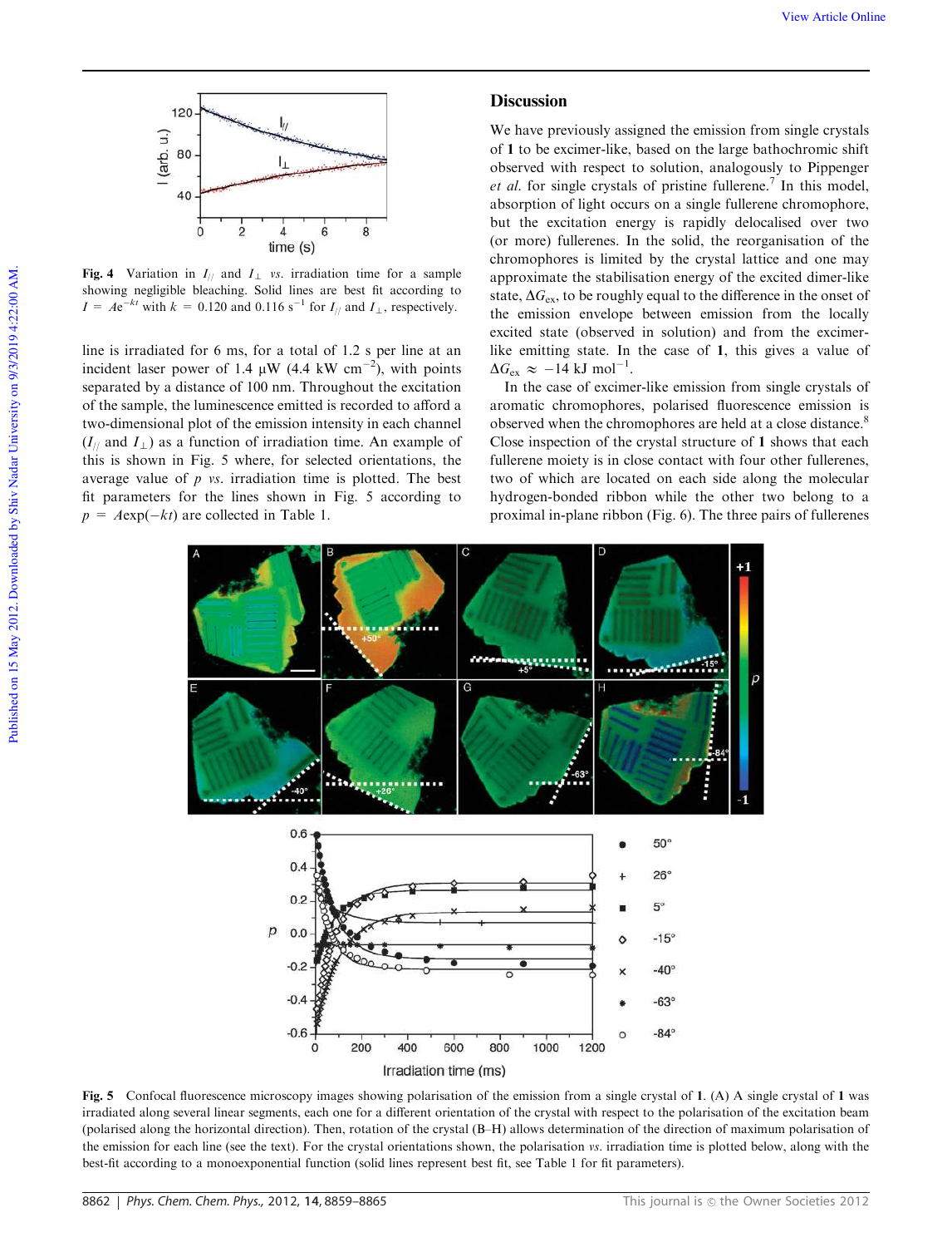Fig. 4 Variation in $I_{//}$ and $I_{\perp}$ *vs.* irradiation time for a sample showing negligible bleaching. Solid lines are best fit according to $I = Ae^{-kt}$ with $k = 0.120$ and $0.116\ s^{-1}$ for $I_{//}$ and $I_{\perp}$, respectively.

line is irradiated for 6 ms, for a total of 1.2 s per line at an incident laser power of 1.4 μW (4.4 kW $cm^{-2}$), with points separated by a distance of 100 nm. Throughout the excitation of the sample, the luminescence emitted is recorded to afford a two-dimensional plot of the emission intensity in each channel ($I_{//}$ and $I_{\perp}$) as a function of irradiation time. An example of this is shown in Fig. 5 where, for selected orientations, the average value of $p$ *vs.* irradiation time is plotted. The best fit parameters for the lines shown in Fig. 5 according to $p = A\exp(-kt)$ are collected in Table 1.

## Discussion

We have previously assigned the emission from single crystals of **1** to be excimer-like, based on the large bathochromic shift observed with respect to solution, analogously to Pippenger *et al.* for single crystals of pristine fullerene.[7] In this model, absorption of light occurs on a single fullerene chromophore, but the excitation energy is rapidly delocalised over two (or more) fullerenes. In the solid, the reorganisation of the chromophores is limited by the crystal lattice and one may approximate the stabilisation energy of the excited dimer-like state, $\Delta G_{ex}$, to be roughly equal to the difference in the onset of the emission envelope between emission from the locally excited state (observed in solution) and from the excimer-like emitting state. In the case of **1**, this gives a value of $\Delta G_{ex} \approx -14\ kJ\ mol^{-1}$.

In the case of excimer-like emission from single crystals of aromatic chromophores, polarised fluorescence emission is observed when the chromophores are held at a close distance.[8] Close inspection of the crystal structure of **1** shows that each fullerene moiety is in close contact with four other fullerenes, two of which are located on each side along the molecular hydrogen-bonded ribbon while the other two belong to a proximal in-plane ribbon (Fig. 6). The three pairs of fullerenes

Fig. 5 Confocal fluorescence microscopy images showing polarisation of the emission from a single crystal of **1**. (A) A single crystal of **1** was irradiated along several linear segments, each one for a different orientation of the crystal with respect to the polarisation of the excitation beam (polarised along the horizontal direction). Then, rotation of the crystal (B–H) allows determination of the direction of maximum polarisation of the emission for each line (see the text). For the crystal orientations shown, the polarisation *vs.* irradiation time is plotted below, along with the best-fit according to a monoexponential function (solid lines represent best fit, see Table 1 for fit parameters).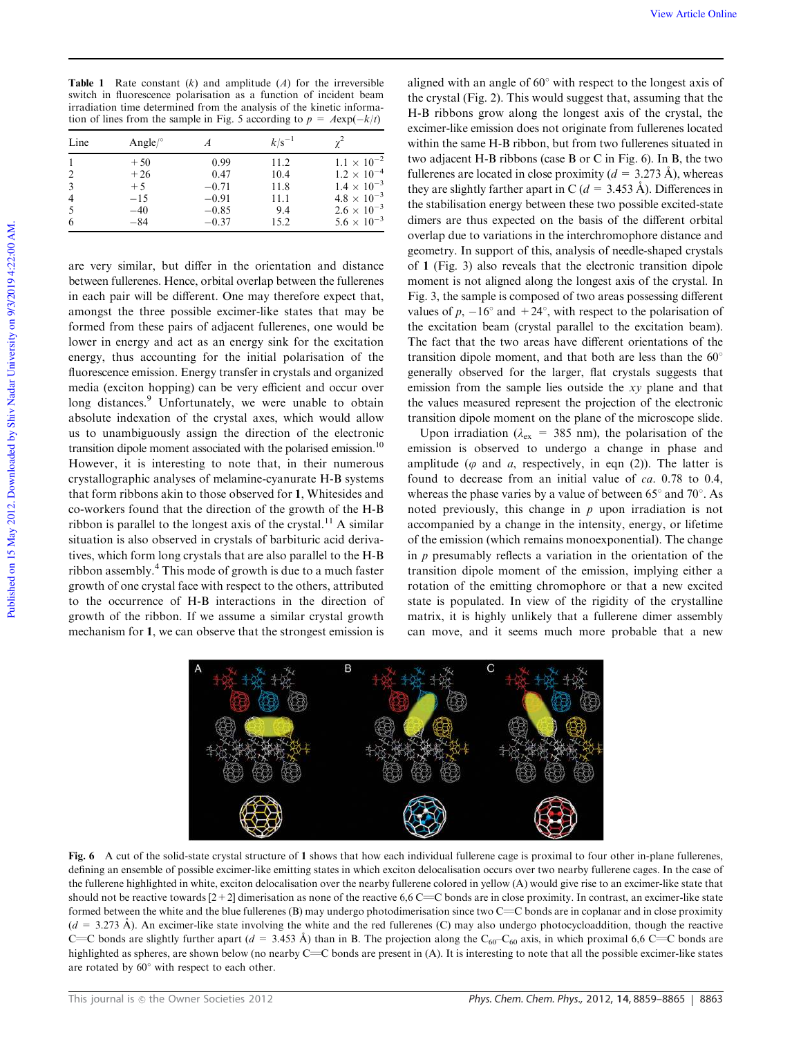**Table 1** Rate constant ($k$) and amplitude ($A$) for the irreversible switch in fluorescence polarisation as a function of incident beam irradiation time determined from the analysis of the kinetic information of lines from the sample in Fig. 5 according to $p = A\exp(-k/t)$

| Line | Angle/° | $A$ | $k/\text{s}^{-1}$ | $\chi^2$ |
|---|---|---|---|---|
| 1 | +50 | 0.99 | 11.2 | $1.1 \times 10^{-2}$ |
| 2 | +26 | 0.47 | 10.4 | $1.2 \times 10^{-4}$ |
| 3 | +5 | −0.71 | 11.8 | $1.4 \times 10^{-3}$ |
| 4 | −15 | −0.91 | 11.1 | $4.8 \times 10^{-3}$ |
| 5 | −40 | −0.85 | 9.4 | $2.6 \times 10^{-3}$ |
| 6 | −84 | −0.37 | 15.2 | $5.6 \times 10^{-3}$ |

are very similar, but differ in the orientation and distance between fullerenes. Hence, orbital overlap between the fullerenes in each pair will be different. One may therefore expect that, amongst the three possible excimer-like states that may be formed from these pairs of adjacent fullerenes, one would be lower in energy and act as an energy sink for the excitation energy, thus accounting for the initial polarisation of the fluorescence emission. Energy transfer in crystals and organized media (exciton hopping) can be very efficient and occur over long distances.[9] Unfortunately, we were unable to obtain absolute indexation of the crystal axes, which would allow us to unambiguously assign the direction of the electronic transition dipole moment associated with the polarised emission.[10] However, it is interesting to note that, in their numerous crystallographic analyses of melamine-cyanurate H-B systems that form ribbons akin to those observed for **1**, Whitesides and co-workers found that the direction of the growth of the H-B ribbon is parallel to the longest axis of the crystal.[11] A similar situation is also observed in crystals of barbituric acid derivatives, which form long crystals that are also parallel to the H-B ribbon assembly.[4] This mode of growth is due to a much faster growth of one crystal face with respect to the others, attributed to the occurrence of H-B interactions in the direction of growth of the ribbon. If we assume a similar crystal growth mechanism for **1**, we can observe that the strongest emission is aligned with an angle of 60° with respect to the longest axis of the crystal (Fig. 2). This would suggest that, assuming that the H-B ribbons grow along the longest axis of the crystal, the excimer-like emission does not originate from fullerenes located within the same H-B ribbon, but from two fullerenes situated in two adjacent H-B ribbons (case B or C in Fig. 6). In B, the two fullerenes are located in close proximity ($d$ = 3.273 Å), whereas they are slightly farther apart in C ($d$ = 3.453 Å). Differences in the stabilisation energy between these two possible excited-state dimers are thus expected on the basis of the different orbital overlap due to variations in the interchromophore distance and geometry. In support of this, analysis of needle-shaped crystals of **1** (Fig. 3) also reveals that the electronic transition dipole moment is not aligned along the longest axis of the crystal. In Fig. 3, the sample is composed of two areas possessing different values of $p$, −16° and +24°, with respect to the polarisation of the excitation beam (crystal parallel to the excitation beam). The fact that the two areas have different orientations of the transition dipole moment, and that both are less than the 60° generally observed for the larger, flat crystals suggests that emission from the sample lies outside the $xy$ plane and that the values measured represent the projection of the electronic transition dipole moment on the plane of the microscope slide.

Upon irradiation ($\lambda_{ex}$ = 385 nm), the polarisation of the emission is observed to undergo a change in phase and amplitude ($\varphi$ and $a$, respectively, in eqn (2)). The latter is found to decrease from an initial value of *ca.* 0.78 to 0.4, whereas the phase varies by a value of between 65° and 70°. As noted previously, this change in $p$ upon irradiation is not accompanied by a change in the intensity, energy, or lifetime of the emission (which remains monoexponential). The change in $p$ presumably reflects a variation in the orientation of the transition dipole moment of the emission, implying either a rotation of the emitting chromophore or that a new excited state is populated. In view of the rigidity of the crystalline matrix, it is highly unlikely that a fullerene dimer assembly can move, and it seems much more probable that a new

**Fig. 6** A cut of the solid-state crystal structure of **1** shows that how each individual fullerene cage is proximal to four other in-plane fullerenes, defining an ensemble of possible excimer-like emitting states in which exciton delocalisation occurs over two nearby fullerene cages. In the case of the fullerene highlighted in white, exciton delocalisation over the nearby fullerene colored in yellow (A) would give rise to an excimer-like state that should not be reactive towards [2+2] dimerisation as none of the reactive 6,6 C=C bonds are in close proximity. In contrast, an excimer-like state formed between the white and the blue fullerenes (B) may undergo photodimerisation since two C=C bonds are in coplanar and in close proximity ($d$ = 3.273 Å). An excimer-like state involving the white and the red fullerenes (C) may also undergo photocycloaddition, though the reactive C=C bonds are slightly further apart ($d$ = 3.453 Å) than in B. The projection along the $C_{60}$–$C_{60}$ axis, in which proximal 6,6 C=C bonds are highlighted as spheres, are shown below (no nearby C=C bonds are present in (A). It is interesting to note that all the possible excimer-like states are rotated by 60° with respect to each other.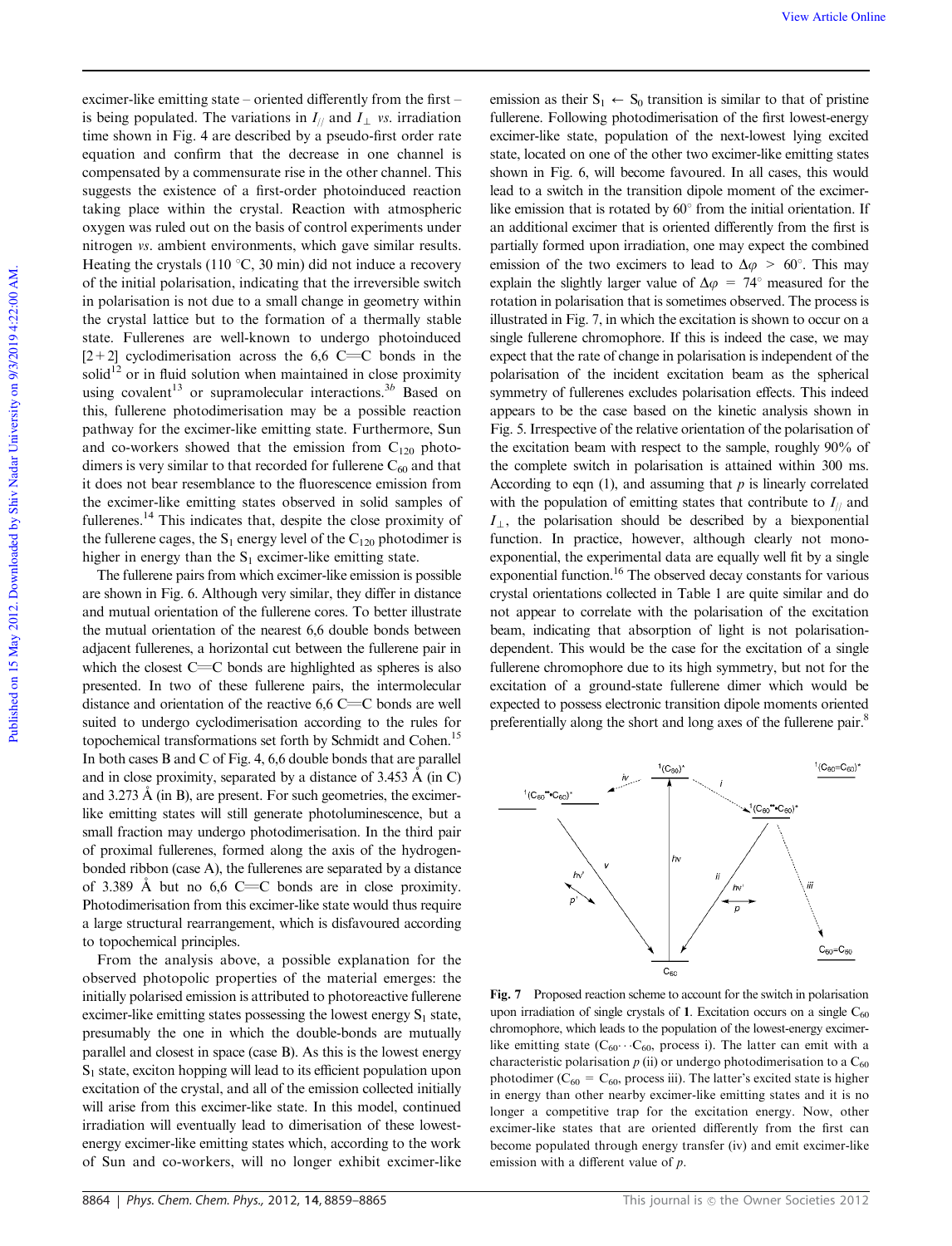excimer-like emitting state – oriented differently from the first – is being populated. The variations in $I_{//}$ and $I_{\perp}$ *vs.* irradiation time shown in Fig. 4 are described by a pseudo-first order rate equation and confirm that the decrease in one channel is compensated by a commensurate rise in the other channel. This suggests the existence of a first-order photoinduced reaction taking place within the crystal. Reaction with atmospheric oxygen was ruled out on the basis of control experiments under nitrogen *vs.* ambient environments, which gave similar results. Heating the crystals (110 °C, 30 min) did not induce a recovery of the initial polarisation, indicating that the irreversible switch in polarisation is not due to a small change in geometry within the crystal lattice but to the formation of a thermally stable state. Fullerenes are well-known to undergo photoinduced [2+2] cyclodimerisation across the 6,6 C=C bonds in the solid[12] or in fluid solution when maintained in close proximity using covalent[13] or supramolecular interactions.[3b] Based on this, fullerene photodimerisation may be a possible reaction pathway for the excimer-like emitting state. Furthermore, Sun and co-workers showed that the emission from $C_{120}$ photodimers is very similar to that recorded for fullerene $C_{60}$ and that it does not bear resemblance to the fluorescence emission from the excimer-like emitting states observed in solid samples of fullerenes.[14] This indicates that, despite the close proximity of the fullerene cages, the $S_1$ energy level of the $C_{120}$ photodimer is higher in energy than the $S_1$ excimer-like emitting state.

The fullerene pairs from which excimer-like emission is possible are shown in Fig. 6. Although very similar, they differ in distance and mutual orientation of the fullerene cores. To better illustrate the mutual orientation of the nearest 6,6 double bonds between adjacent fullerenes, a horizontal cut between the fullerene pair in which the closest C=C bonds are highlighted as spheres is also presented. In two of these fullerene pairs, the intermolecular distance and orientation of the reactive 6,6 C=C bonds are well suited to undergo cyclodimerisation according to the rules for topochemical transformations set forth by Schmidt and Cohen.[15] In both cases B and C of Fig. 4, 6,6 double bonds that are parallel and in close proximity, separated by a distance of 3.453 Å (in C) and 3.273 Å (in B), are present. For such geometries, the excimer-like emitting states will still generate photoluminescence, but a small fraction may undergo photodimerisation. In the third pair of proximal fullerenes, formed along the axis of the hydrogen-bonded ribbon (case A), the fullerenes are separated by a distance of 3.389 Å but no 6,6 C=C bonds are in close proximity. Photodimerisation from this excimer-like state would thus require a large structural rearrangement, which is disfavoured according to topochemical principles.

From the analysis above, a possible explanation for the observed photopolic properties of the material emerges: the initially polarised emission is attributed to photoreactive fullerene excimer-like emitting states possessing the lowest energy $S_1$ state, presumably the one in which the double-bonds are mutually parallel and closest in space (case B). As this is the lowest energy $S_1$ state, exciton hopping will lead to its efficient population upon excitation of the crystal, and all of the emission collected initially will arise from this excimer-like state. In this model, continued irradiation will eventually lead to dimerisation of these lowest-energy excimer-like emitting states which, according to the work of Sun and co-workers, will no longer exhibit excimer-like emission as their $S_1 \leftarrow S_0$ transition is similar to that of pristine fullerene. Following photodimerisation of the first lowest-energy excimer-like state, population of the next-lowest lying excited state, located on one of the other two excimer-like emitting states shown in Fig. 6, will become favoured. In all cases, this would lead to a switch in the transition dipole moment of the excimer-like emission that is rotated by 60° from the initial orientation. If an additional excimer that is oriented differently from the first is partially formed upon irradiation, one may expect the combined emission of the two excimers to lead to $\Delta\varphi > 60°$. This may explain the slightly larger value of $\Delta\varphi = 74°$ measured for the rotation in polarisation that is sometimes observed. The process is illustrated in Fig. 7, in which the excitation is shown to occur on a single fullerene chromophore. If this is indeed the case, we may expect that the rate of change in polarisation is independent of the polarisation of the incident excitation beam as the spherical symmetry of fullerenes excludes polarisation effects. This indeed appears to be the case based on the kinetic analysis shown in Fig. 5. Irrespective of the relative orientation of the polarisation of the excitation beam with respect to the sample, roughly 90% of the complete switch in polarisation is attained within 300 ms. According to eqn (1), and assuming that $p$ is linearly correlated with the population of emitting states that contribute to $I_{//}$ and $I_{\perp}$, the polarisation should be described by a biexponential function. In practice, however, although clearly not mono-exponential, the experimental data are equally well fit by a single exponential function.[16] The observed decay constants for various crystal orientations collected in Table 1 are quite similar and do not appear to correlate with the polarisation of the excitation beam, indicating that absorption of light is not polarisation-dependent. This would be the case for the excitation of a single fullerene chromophore due to its high symmetry, but not for the excitation of a ground-state fullerene dimer which would be expected to possess electronic transition dipole moments oriented preferentially along the short and long axes of the fullerene pair.[8]

**Fig. 7** Proposed reaction scheme to account for the switch in polarisation upon irradiation of single crystals of **1**. Excitation occurs on a single $C_{60}$ chromophore, which leads to the population of the lowest-energy excimer-like emitting state ($C_{60}\cdots C_{60}$, process i). The latter can emit with a characteristic polarisation $p$ (ii) or undergo photodimerisation to a $C_{60}$ photodimer ($C_{60}=C_{60}$, process iii). The latter's excited state is higher in energy than other nearby excimer-like emitting states and it is no longer a competitive trap for the excitation energy. Now, other excimer-like states that are oriented differently from the first can become populated through energy transfer (iv) and emit excimer-like emission with a different value of $p$.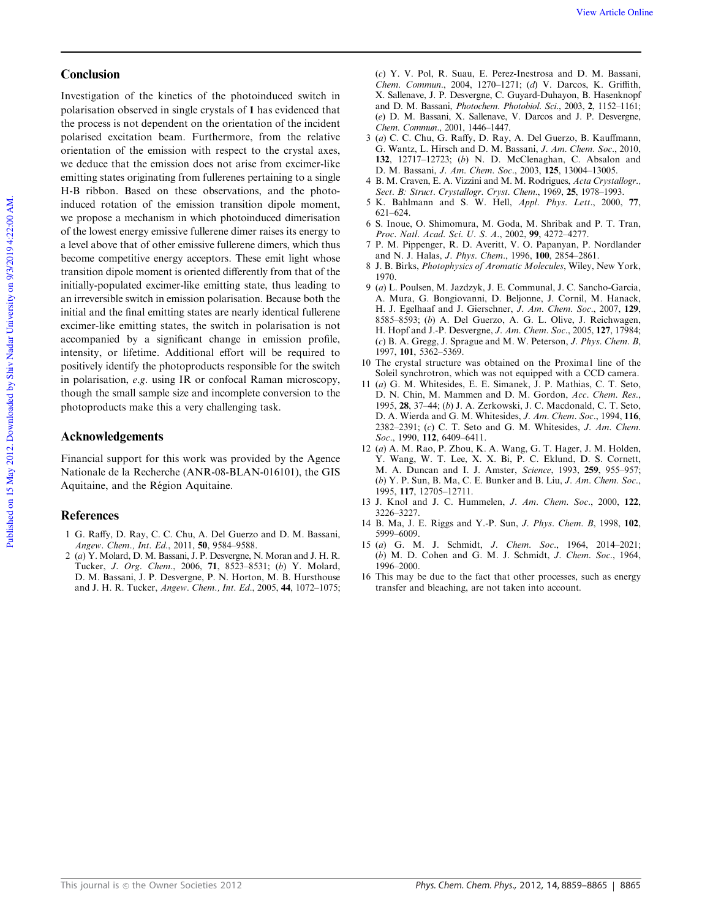## Conclusion

Investigation of the kinetics of the photoinduced switch in polarisation observed in single crystals of **1** has evidenced that the process is not dependent on the orientation of the incident polarised excitation beam. Furthermore, from the relative orientation of the emission with respect to the crystal axes, we deduce that the emission does not arise from excimer-like emitting states originating from fullerenes pertaining to a single H-B ribbon. Based on these observations, and the photoinduced rotation of the emission transition dipole moment, we propose a mechanism in which photoinduced dimerisation of the lowest energy emissive fullerene dimer raises its energy to a level above that of other emissive fullerene dimers, which thus become competitive energy acceptors. These emit light whose transition dipole moment is oriented differently from that of the initially-populated excimer-like emitting state, thus leading to an irreversible switch in emission polarisation. Because both the initial and the final emitting states are nearly identical fullerene excimer-like emitting states, the switch in polarisation is not accompanied by a significant change in emission profile, intensity, or lifetime. Additional effort will be required to positively identify the photoproducts responsible for the switch in polarisation, *e.g.* using IR or confocal Raman microscopy, though the small sample size and incomplete conversion to the photoproducts make this a very challenging task.

## Acknowledgements

Financial support for this work was provided by the Agence Nationale de la Recherche (ANR-08-BLAN-016101), the GIS Aquitaine, and the Région Aquitaine.

## References

1 G. Raffy, D. Ray, C. C. Chu, A. Del Guerzo and D. M. Bassani, *Angew. Chem., Int. Ed.*, 2011, **50**, 9584–9588.

2 (*a*) Y. Molard, D. M. Bassani, J. P. Desvergne, N. Moran and J. H. R. Tucker, *J. Org. Chem.*, 2006, **71**, 8523–8531; (*b*) Y. Molard, D. M. Bassani, J. P. Desvergne, P. N. Horton, M. B. Hursthouse and J. H. R. Tucker, *Angew. Chem., Int. Ed.*, 2005, **44**, 1072–1075; (*c*) Y. V. Pol, R. Suau, E. Perez-Inestrosa and D. M. Bassani, *Chem. Commun.*, 2004, 1270–1271; (*d*) V. Darcos, K. Griffith, X. Sallenave, J. P. Desvergne, C. Guyard-Duhayon, B. Hasenknopf and D. M. Bassani, *Photochem. Photobiol. Sci.*, 2003, **2**, 1152–1161; (*e*) D. M. Bassani, X. Sallenave, V. Darcos and J. P. Desvergne, *Chem. Commun.*, 2001, 1446–1447.

3 (*a*) C. C. Chu, G. Raffy, D. Ray, A. Del Guerzo, B. Kauffmann, G. Wantz, L. Hirsch and D. M. Bassani, *J. Am. Chem. Soc.*, 2010, **132**, 12717–12723; (*b*) N. D. McClenaghan, C. Absalon and D. M. Bassani, *J. Am. Chem. Soc.*, 2003, **125**, 13004–13005.

4 B. M. Craven, E. A. Vizzini and M. M. Rodrigues, *Acta Crystallogr., Sect. B: Struct. Crystallogr. Cryst. Chem.*, 1969, **25**, 1978–1993.

5 K. Bahlmann and S. W. Hell, *Appl. Phys. Lett.*, 2000, **77**, 621–624.

6 S. Inoue, O. Shimomura, M. Goda, M. Shribak and P. T. Tran, *Proc. Natl. Acad. Sci. U. S. A.*, 2002, **99**, 4272–4277.

7 P. M. Pippenger, R. D. Averitt, V. O. Papanyan, P. Nordlander and N. J. Halas, *J. Phys. Chem.*, 1996, **100**, 2854–2861.

8 J. B. Birks, *Photophysics of Aromatic Molecules*, Wiley, New York, 1970.

9 (*a*) L. Poulsen, M. Jazdzyk, J. E. Communal, J. C. Sancho-Garcia, A. Mura, G. Bongiovanni, D. Beljonne, J. Cornil, M. Hanack, H. J. Egelhaaf and J. Gierschner, *J. Am. Chem. Soc.*, 2007, **129**, 8585–8593; (*b*) A. Del Guerzo, A. G. L. Olive, J. Reichwagen, H. Hopf and J.-P. Desvergne, *J. Am. Chem. Soc.*, 2005, **127**, 17984; (*c*) B. A. Gregg, J. Sprague and M. W. Peterson, *J. Phys. Chem. B*, 1997, **101**, 5362–5369.

10 The crystal structure was obtained on the Proxima1 line of the Soleil synchrotron, which was not equipped with a CCD camera.

11 (*a*) G. M. Whitesides, E. E. Simanek, J. P. Mathias, C. T. Seto, D. N. Chin, M. Mammen and D. M. Gordon, *Acc. Chem. Res.*, 1995, **28**, 37–44; (*b*) J. A. Zerkowski, J. C. Macdonald, C. T. Seto, D. A. Wierda and G. M. Whitesides, *J. Am. Chem. Soc.*, 1994, **116**, 2382–2391; (*c*) C. T. Seto and G. M. Whitesides, *J. Am. Chem. Soc.*, 1990, **112**, 6409–6411.

12 (*a*) A. M. Rao, P. Zhou, K. A. Wang, G. T. Hager, J. M. Holden, Y. Wang, W. T. Lee, X. X. Bi, P. C. Eklund, D. S. Cornett, M. A. Duncan and I. J. Amster, *Science*, 1993, **259**, 955–957; (*b*) Y. P. Sun, B. Ma, C. E. Bunker and B. Liu, *J. Am. Chem. Soc.*, 1995, **117**, 12705–12711.

13 J. Knol and J. C. Hummelen, *J. Am. Chem. Soc.*, 2000, **122**, 3226–3227.

14 B. Ma, J. E. Riggs and Y.-P. Sun, *J. Phys. Chem. B*, 1998, **102**, 5999–6009.

15 (*a*) G. M. J. Schmidt, *J. Chem. Soc.*, 1964, 2014–2021; (*b*) M. D. Cohen and G. M. J. Schmidt, *J. Chem. Soc.*, 1964, 1996–2000.

16 This may be due to the fact that other processes, such as energy transfer and bleaching, are not taken into account.